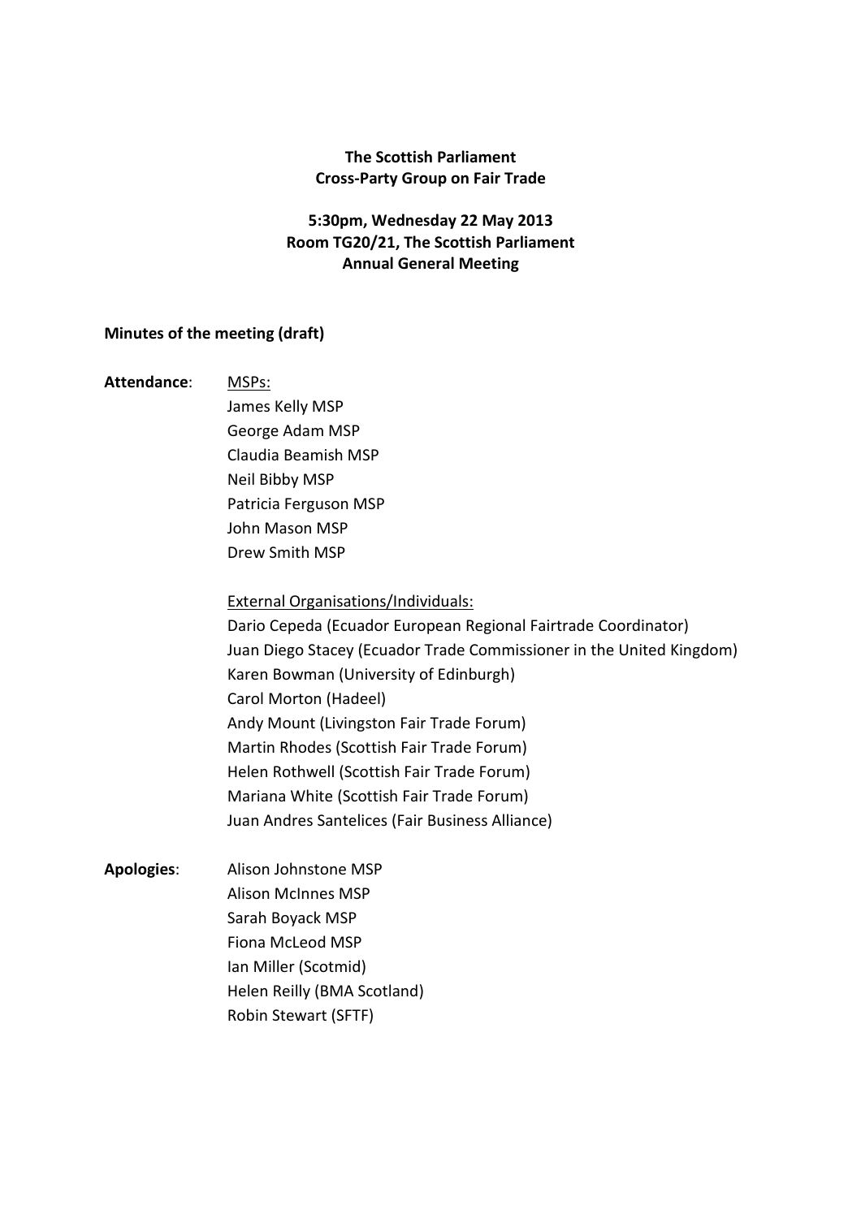**The Scottish Parliament**
**Cross-Party Group on Fair Trade**

**5:30pm, Wednesday 22 May 2013**
**Room TG20/21, The Scottish Parliament**
**Annual General Meeting**

**Minutes of the meeting (draft)**

**Attendance**:

MSPs:

James Kelly MSP
George Adam MSP
Claudia Beamish MSP
Neil Bibby MSP
Patricia Ferguson MSP
John Mason MSP
Drew Smith MSP

External Organisations/Individuals:

Dario Cepeda (Ecuador European Regional Fairtrade Coordinator)
Juan Diego Stacey (Ecuador Trade Commissioner in the United Kingdom)
Karen Bowman (University of Edinburgh)
Carol Morton (Hadeel)
Andy Mount (Livingston Fair Trade Forum)
Martin Rhodes (Scottish Fair Trade Forum)
Helen Rothwell (Scottish Fair Trade Forum)
Mariana White (Scottish Fair Trade Forum)
Juan Andres Santelices (Fair Business Alliance)

**Apologies**:

Alison Johnstone MSP
Alison McInnes MSP
Sarah Boyack MSP
Fiona McLeod MSP
Ian Miller (Scotmid)
Helen Reilly (BMA Scotland)
Robin Stewart (SFTF)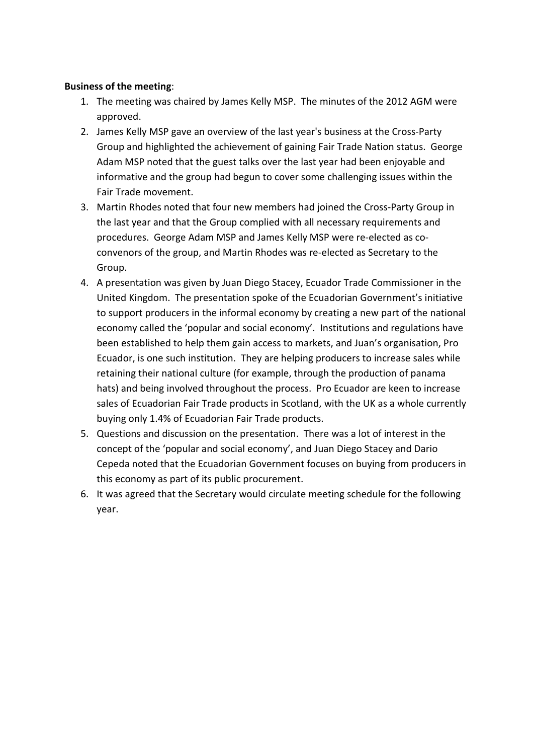**Business of the meeting**:

1. The meeting was chaired by James Kelly MSP. The minutes of the 2012 AGM were approved.
2. James Kelly MSP gave an overview of the last year's business at the Cross-Party Group and highlighted the achievement of gaining Fair Trade Nation status. George Adam MSP noted that the guest talks over the last year had been enjoyable and informative and the group had begun to cover some challenging issues within the Fair Trade movement.
3. Martin Rhodes noted that four new members had joined the Cross-Party Group in the last year and that the Group complied with all necessary requirements and procedures. George Adam MSP and James Kelly MSP were re-elected as co-convenors of the group, and Martin Rhodes was re-elected as Secretary to the Group.
4. A presentation was given by Juan Diego Stacey, Ecuador Trade Commissioner in the United Kingdom. The presentation spoke of the Ecuadorian Government's initiative to support producers in the informal economy by creating a new part of the national economy called the 'popular and social economy'. Institutions and regulations have been established to help them gain access to markets, and Juan's organisation, Pro Ecuador, is one such institution. They are helping producers to increase sales while retaining their national culture (for example, through the production of panama hats) and being involved throughout the process. Pro Ecuador are keen to increase sales of Ecuadorian Fair Trade products in Scotland, with the UK as a whole currently buying only 1.4% of Ecuadorian Fair Trade products.
5. Questions and discussion on the presentation. There was a lot of interest in the concept of the 'popular and social economy', and Juan Diego Stacey and Dario Cepeda noted that the Ecuadorian Government focuses on buying from producers in this economy as part of its public procurement.
6. It was agreed that the Secretary would circulate meeting schedule for the following year.